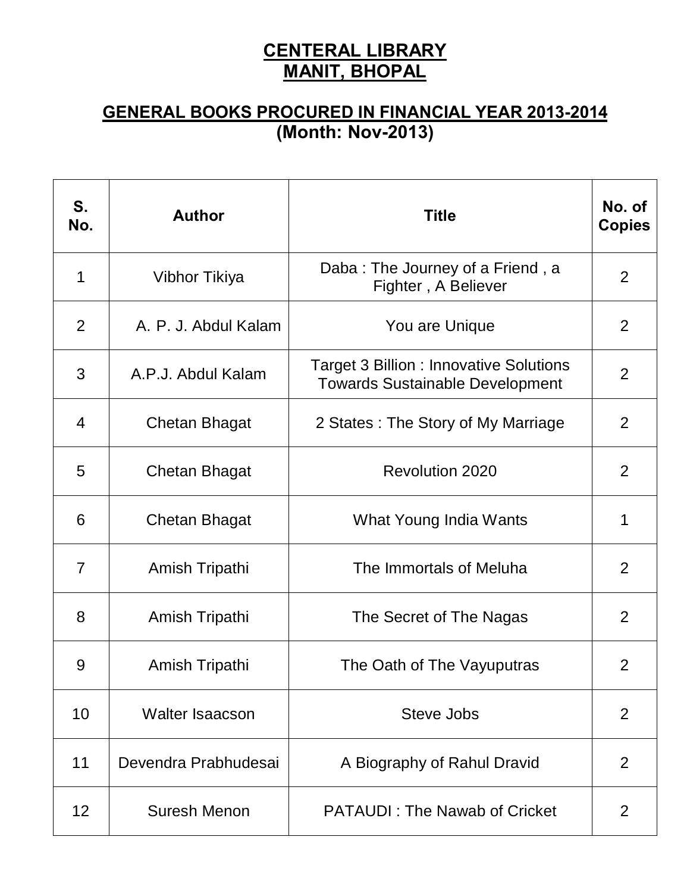# CENTERAL LIBRARY
# MANIT, BHOPAL

## GENERAL BOOKS PROCURED IN FINANCIAL YEAR 2013-2014
## (Month: Nov-2013)

| S. No. | Author | Title | No. of Copies |
|---|---|---|---|
| 1 | Vibhor Tikiya | Daba : The Journey of a Friend , a Fighter , A Believer | 2 |
| 2 | A. P. J. Abdul Kalam | You are Unique | 2 |
| 3 | A.P.J. Abdul Kalam | Target 3 Billion : Innovative Solutions Towards Sustainable Development | 2 |
| 4 | Chetan Bhagat | 2 States : The Story of My Marriage | 2 |
| 5 | Chetan Bhagat | Revolution 2020 | 2 |
| 6 | Chetan Bhagat | What Young India Wants | 1 |
| 7 | Amish Tripathi | The Immortals of Meluha | 2 |
| 8 | Amish Tripathi | The Secret of The Nagas | 2 |
| 9 | Amish Tripathi | The Oath of The Vayuputras | 2 |
| 10 | Walter Isaacson | Steve Jobs | 2 |
| 11 | Devendra Prabhudesai | A Biography of Rahul Dravid | 2 |
| 12 | Suresh Menon | PATAUDI : The Nawab of Cricket | 2 |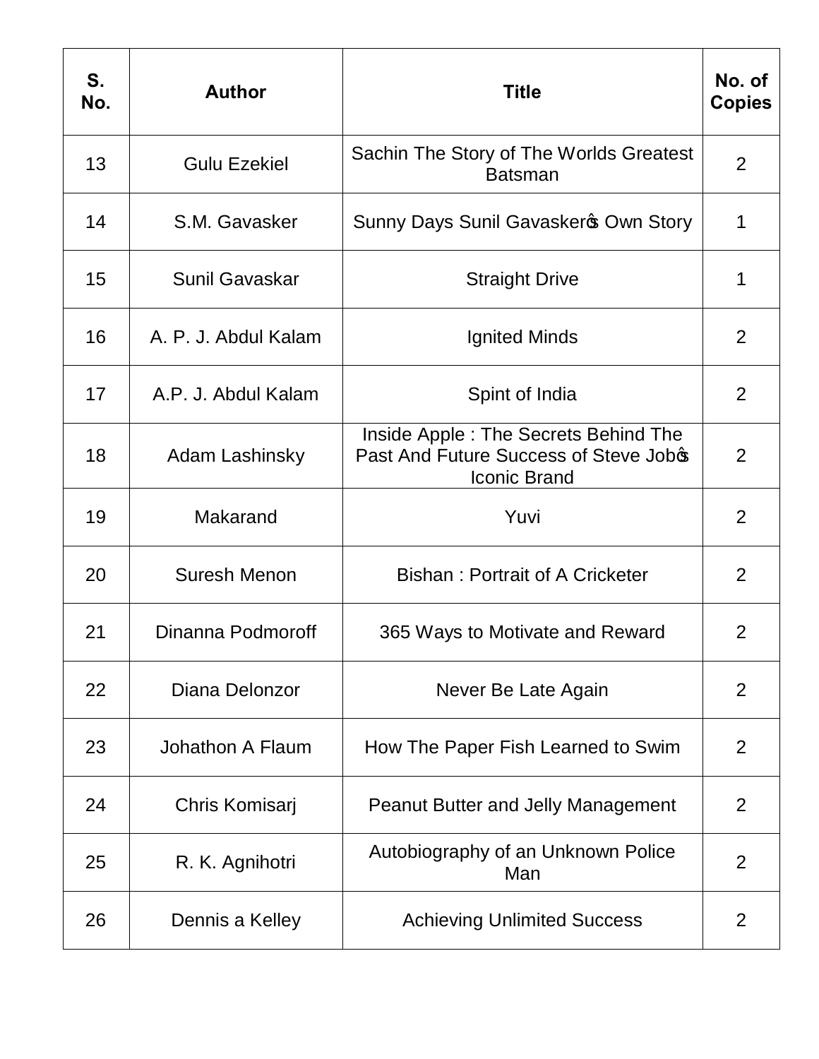| S. No. | Author | Title | No. of Copies |
|---|---|---|---|
| 13 | Gulu Ezekiel | Sachin The Story of The Worlds Greatest Batsman | 2 |
| 14 | S.M. Gavasker | Sunny Days Sunil Gavasker's Own Story | 1 |
| 15 | Sunil Gavaskar | Straight Drive | 1 |
| 16 | A. P. J. Abdul Kalam | Ignited Minds | 2 |
| 17 | A.P. J. Abdul Kalam | Spint of India | 2 |
| 18 | Adam Lashinsky | Inside Apple : The Secrets Behind The Past And Future Success of Steve Job's Iconic Brand | 2 |
| 19 | Makarand | Yuvi | 2 |
| 20 | Suresh Menon | Bishan : Portrait of A Cricketer | 2 |
| 21 | Dinanna Podmoroff | 365 Ways to Motivate and Reward | 2 |
| 22 | Diana Delonzor | Never Be Late Again | 2 |
| 23 | Johathon A Flaum | How The Paper Fish Learned to Swim | 2 |
| 24 | Chris Komisarj | Peanut Butter and Jelly Management | 2 |
| 25 | R. K. Agnihotri | Autobiography of an Unknown Police Man | 2 |
| 26 | Dennis a Kelley | Achieving Unlimited Success | 2 |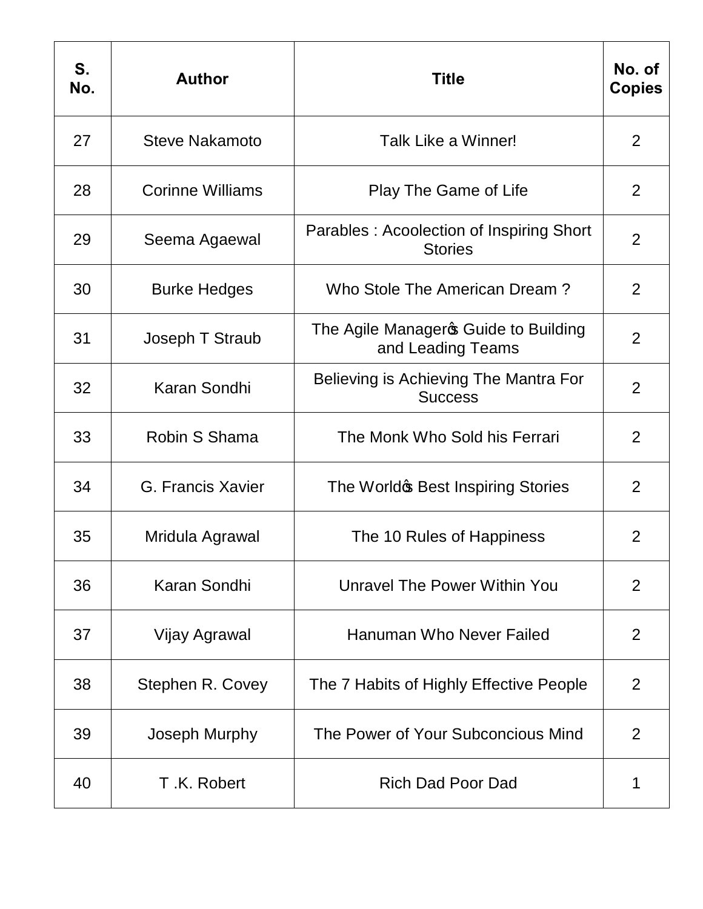| S. No. | Author | Title | No. of Copies |
|---|---|---|---|
| 27 | Steve Nakamoto | Talk Like a Winner! | 2 |
| 28 | Corinne Williams | Play The Game of Life | 2 |
| 29 | Seema Agaewal | Parables : Acoolection of Inspiring Short Stories | 2 |
| 30 | Burke Hedges | Who Stole The American Dream ? | 2 |
| 31 | Joseph T Straub | The Agile Manager's Guide to Building and Leading Teams | 2 |
| 32 | Karan Sondhi | Believing is Achieving The Mantra For Success | 2 |
| 33 | Robin S Shama | The Monk Who Sold his Ferrari | 2 |
| 34 | G. Francis Xavier | The World's Best Inspiring Stories | 2 |
| 35 | Mridula Agrawal | The 10 Rules of Happiness | 2 |
| 36 | Karan Sondhi | Unravel The Power Within You | 2 |
| 37 | Vijay Agrawal | Hanuman Who Never Failed | 2 |
| 38 | Stephen R. Covey | The 7 Habits of Highly Effective People | 2 |
| 39 | Joseph Murphy | The Power of Your Subconcious Mind | 2 |
| 40 | T .K. Robert | Rich Dad Poor Dad | 1 |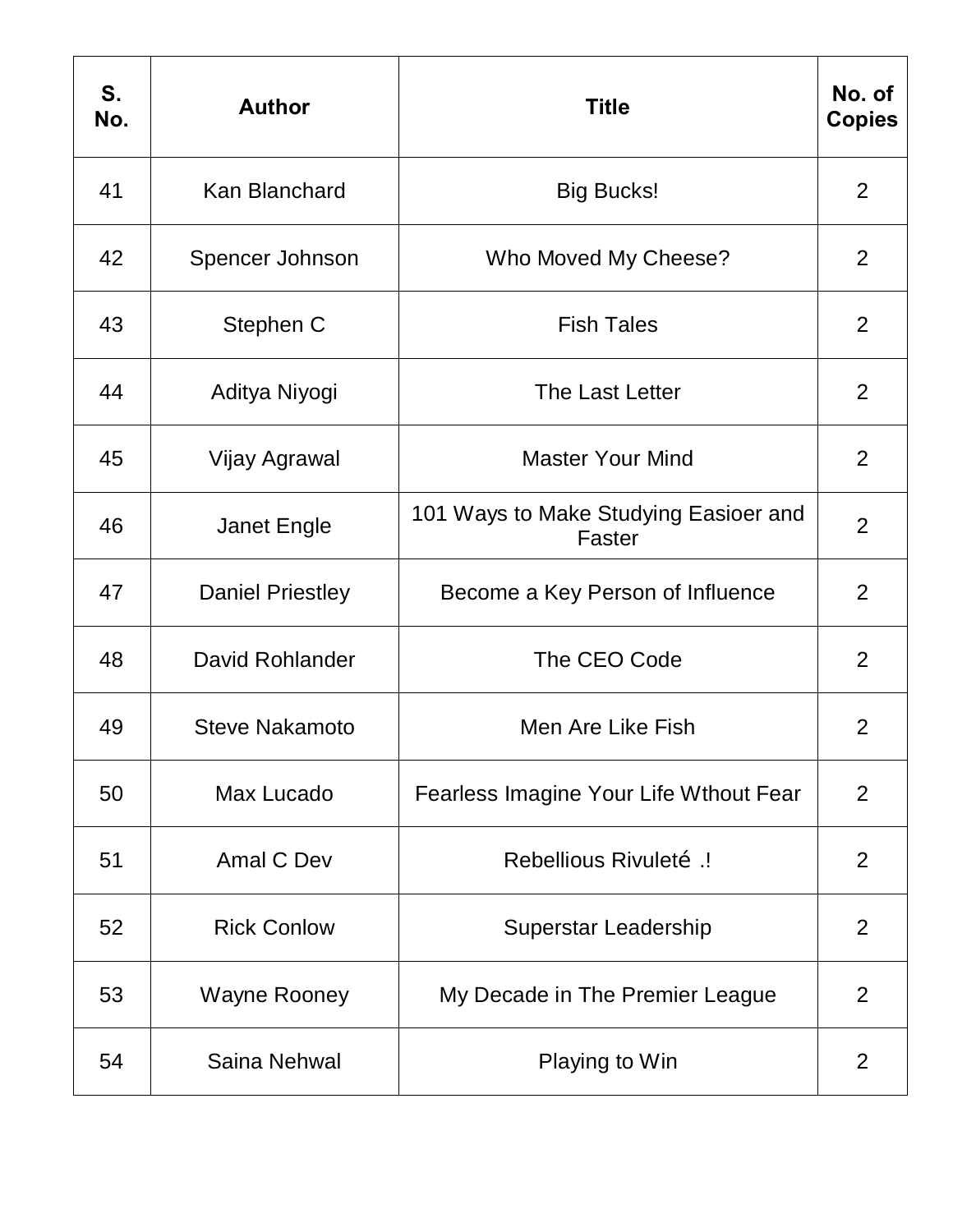| S. No. | Author | Title | No. of Copies |
|---|---|---|---|
| 41 | Kan Blanchard | Big Bucks! | 2 |
| 42 | Spencer Johnson | Who Moved My Cheese? | 2 |
| 43 | Stephen C | Fish Tales | 2 |
| 44 | Aditya Niyogi | The Last Letter | 2 |
| 45 | Vijay Agrawal | Master Your Mind | 2 |
| 46 | Janet Engle | 101 Ways to Make Studying Easioer and Faster | 2 |
| 47 | Daniel Priestley | Become a Key Person of Influence | 2 |
| 48 | David Rohlander | The CEO Code | 2 |
| 49 | Steve Nakamoto | Men Are Like Fish | 2 |
| 50 | Max Lucado | Fearless Imagine Your Life Wthout Fear | 2 |
| 51 | Amal C Dev | Rebellious Rivuleté .! | 2 |
| 52 | Rick Conlow | Superstar Leadership | 2 |
| 53 | Wayne Rooney | My Decade in The Premier League | 2 |
| 54 | Saina Nehwal | Playing to Win | 2 |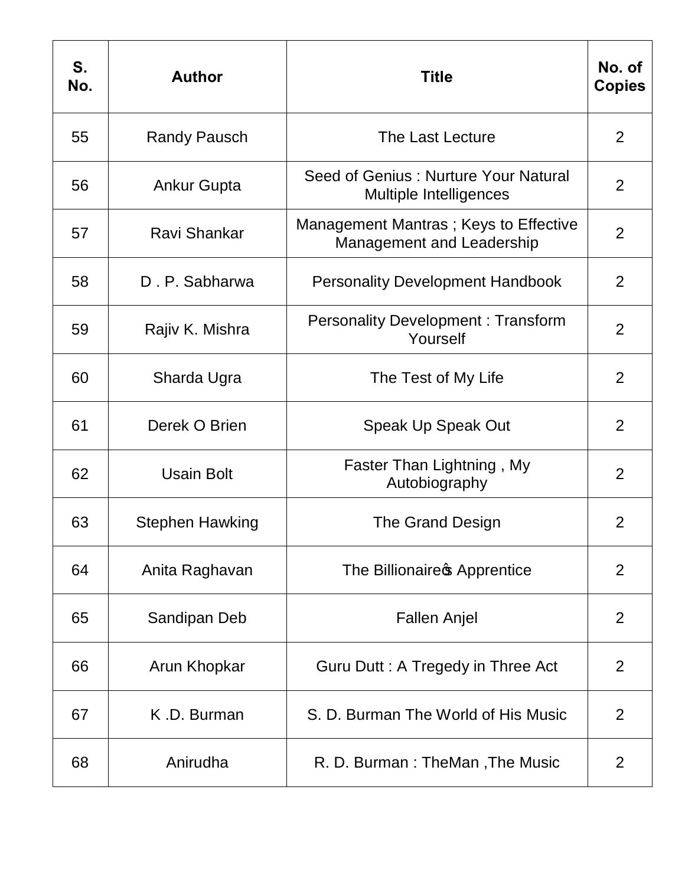| S. No. | Author | Title | No. of Copies |
|---|---|---|---|
| 55 | Randy Pausch | The Last Lecture | 2 |
| 56 | Ankur Gupta | Seed of Genius : Nurture Your Natural Multiple Intelligences | 2 |
| 57 | Ravi Shankar | Management Mantras ; Keys to Effective Management and Leadership | 2 |
| 58 | D . P. Sabharwa | Personality Development Handbook | 2 |
| 59 | Rajiv K. Mishra | Personality Development : Transform Yourself | 2 |
| 60 | Sharda Ugra | The Test of My Life | 2 |
| 61 | Derek O Brien | Speak Up Speak Out | 2 |
| 62 | Usain Bolt | Faster Than Lightning , My Autobiography | 2 |
| 63 | Stephen Hawking | The Grand Design | 2 |
| 64 | Anita Raghavan | The Billionaire�s Apprentice | 2 |
| 65 | Sandipan Deb | Fallen Anjel | 2 |
| 66 | Arun Khopkar | Guru Dutt : A Tregedy in Three Act | 2 |
| 67 | K .D. Burman | S. D. Burman The World of His Music | 2 |
| 68 | Anirudha | R. D. Burman : TheMan ,The Music | 2 |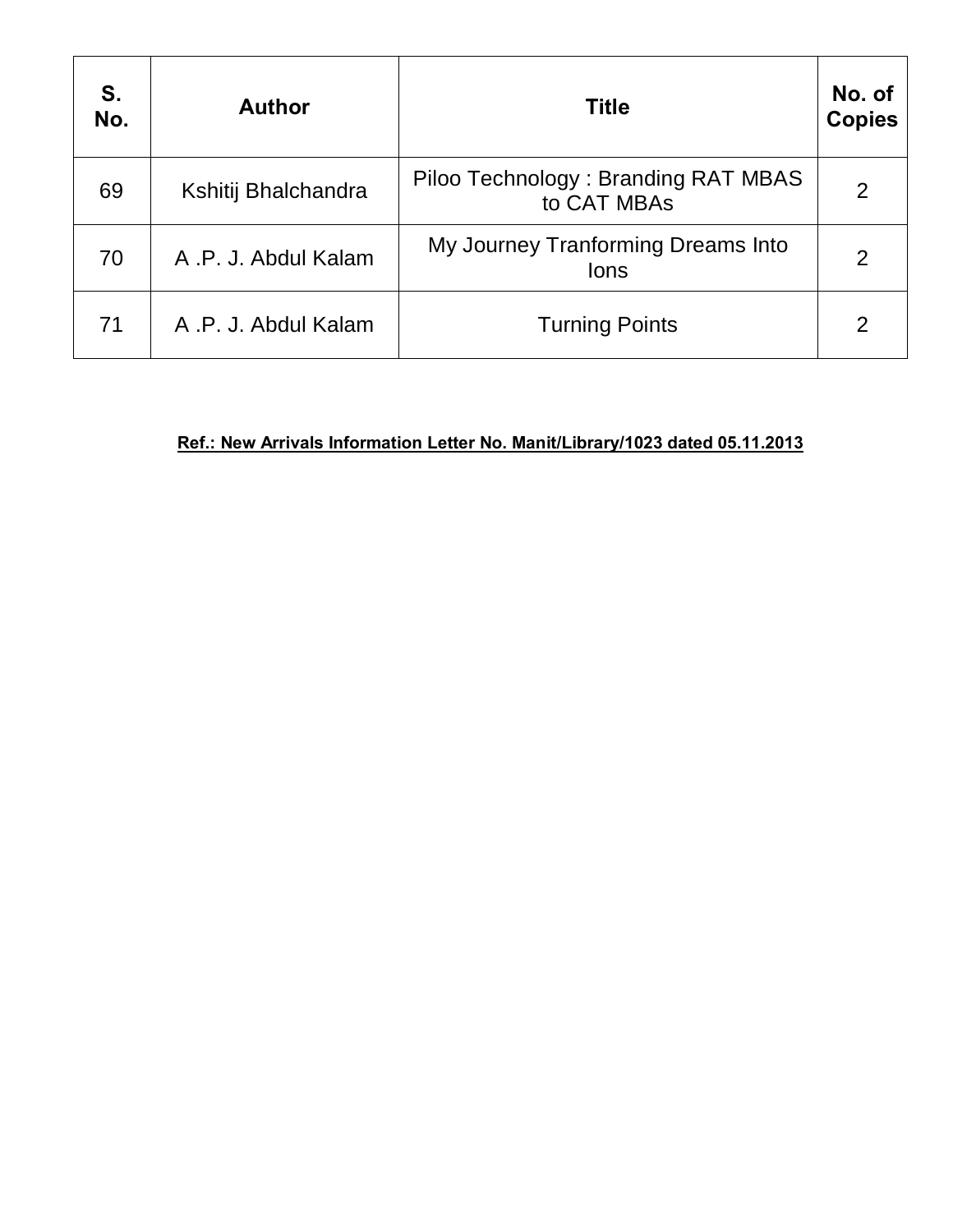| S. No. | Author | Title | No. of Copies |
|---|---|---|---|
| 69 | Kshitij Bhalchandra | Piloo Technology : Branding RAT MBAS to CAT MBAs | 2 |
| 70 | A .P. J. Abdul Kalam | My Journey Tranforming Dreams Into Ions | 2 |
| 71 | A .P. J. Abdul Kalam | Turning Points | 2 |

**Ref.: New Arrivals Information Letter No. Manit/Library/1023 dated 05.11.2013**